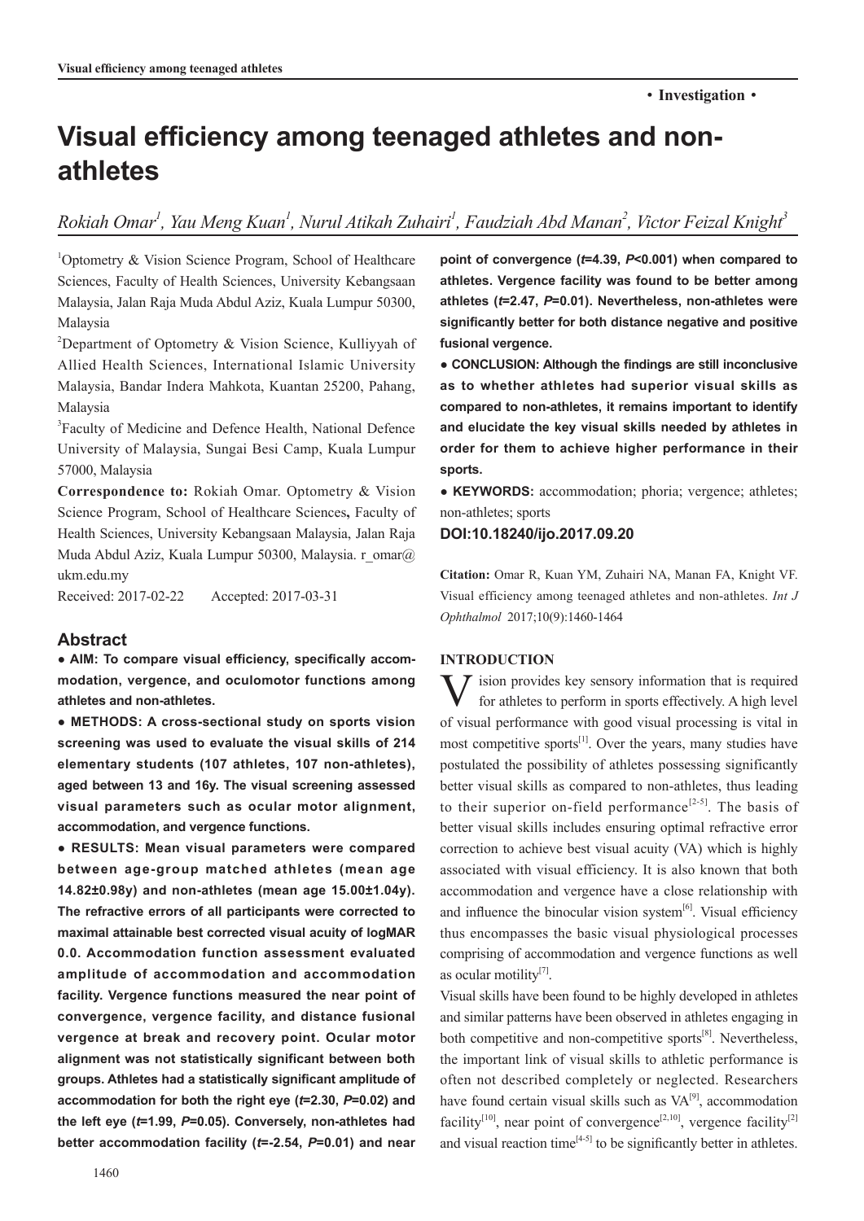• **Investigation** •

# Visual efficiency among teenaged athletes and non-athletes

*Rokiah Omar[1], Yau Meng Kuan[1], Nurul Atikah Zuhairi[1], Faudziah Abd Manan[2], Victor Feizal Knight[3]*

[1]Optometry & Vision Science Program, School of Healthcare Sciences, Faculty of Health Sciences, University Kebangsaan Malaysia, Jalan Raja Muda Abdul Aziz, Kuala Lumpur 50300, Malaysia

[2]Department of Optometry & Vision Science, Kulliyyah of Allied Health Sciences, International Islamic University Malaysia, Bandar Indera Mahkota, Kuantan 25200, Pahang, Malaysia

[3]Faculty of Medicine and Defence Health, National Defence University of Malaysia, Sungai Besi Camp, Kuala Lumpur 57000, Malaysia

**Correspondence to:** Rokiah Omar. Optometry & Vision Science Program, School of Healthcare Sciences, Faculty of Health Sciences, University Kebangsaan Malaysia, Jalan Raja Muda Abdul Aziz, Kuala Lumpur 50300, Malaysia. r_omar@ukm.edu.my

Received: 2017-02-22 Accepted: 2017-03-31

## Abstract

**● AIM: To compare visual efficiency, specifically accommodation, vergence, and oculomotor functions among athletes and non-athletes.**

**● METHODS: A cross-sectional study on sports vision screening was used to evaluate the visual skills of 214 elementary students (107 athletes, 107 non-athletes), aged between 13 and 16y. The visual screening assessed visual parameters such as ocular motor alignment, accommodation, and vergence functions.**

**● RESULTS: Mean visual parameters were compared between age-group matched athletes (mean age 14.82±0.98y) and non-athletes (mean age 15.00±1.04y). The refractive errors of all participants were corrected to maximal attainable best corrected visual acuity of logMAR 0.0. Accommodation function assessment evaluated amplitude of accommodation and accommodation facility. Vergence functions measured the near point of convergence, vergence facility, and distance fusional vergence at break and recovery point. Ocular motor alignment was not statistically significant between both groups. Athletes had a statistically significant amplitude of accommodation for both the right eye ($t$=2.30, $P$=0.02) and the left eye ($t$=1.99, $P$=0.05). Conversely, non-athletes had better accommodation facility ($t$=-2.54, $P$=0.01) and near point of convergence ($t$=4.39, $P$<0.001) when compared to athletes. Vergence facility was found to be better among athletes ($t$=2.47, $P$=0.01). Nevertheless, non-athletes were significantly better for both distance negative and positive fusional vergence.**

**● CONCLUSION: Although the findings are still inconclusive as to whether athletes had superior visual skills as compared to non-athletes, it remains important to identify and elucidate the key visual skills needed by athletes in order for them to achieve higher performance in their sports.**

**● KEYWORDS:** accommodation; phoria; vergence; athletes; non-athletes; sports

**DOI:10.18240/ijo.2017.09.20**

**Citation:** Omar R, Kuan YM, Zuhairi NA, Manan FA, Knight VF. Visual efficiency among teenaged athletes and non-athletes. *Int J Ophthalmol* 2017;10(9):1460-1464

## INTRODUCTION

Vision provides key sensory information that is required for athletes to perform in sports effectively. A high level of visual performance with good visual processing is vital in most competitive sports[1]. Over the years, many studies have postulated the possibility of athletes possessing significantly better visual skills as compared to non-athletes, thus leading to their superior on-field performance[2-5]. The basis of better visual skills includes ensuring optimal refractive error correction to achieve best visual acuity (VA) which is highly associated with visual efficiency. It is also known that both accommodation and vergence have a close relationship with and influence the binocular vision system[6]. Visual efficiency thus encompasses the basic visual physiological processes comprising of accommodation and vergence functions as well as ocular motility[7].

Visual skills have been found to be highly developed in athletes and similar patterns have been observed in athletes engaging in both competitive and non-competitive sports[8]. Nevertheless, the important link of visual skills to athletic performance is often not described completely or neglected. Researchers have found certain visual skills such as VA[9], accommodation facility[10], near point of convergence[2,10], vergence facility[2] and visual reaction time[4-5] to be significantly better in athletes.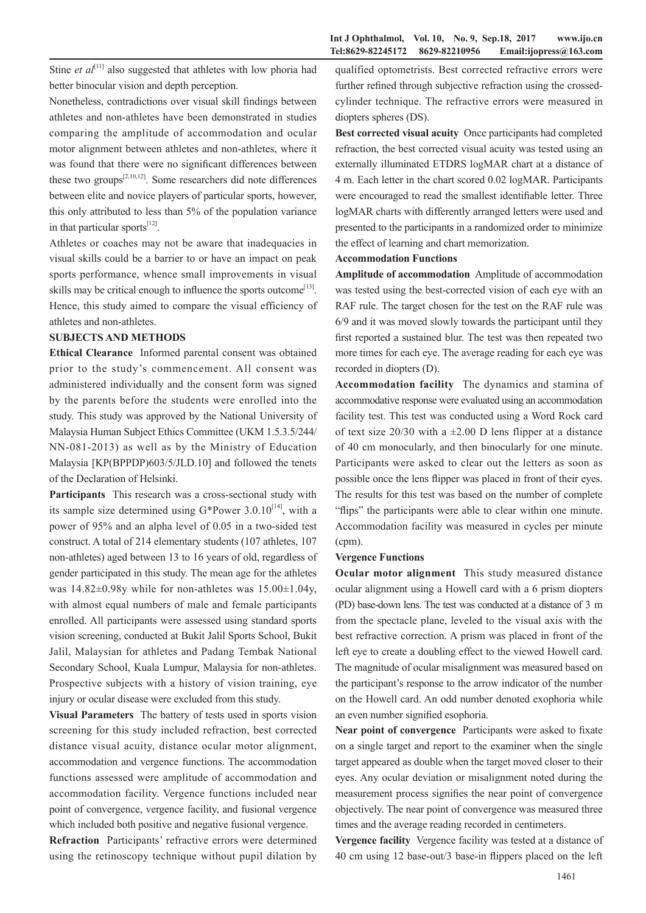Stine *et al*[11] also suggested that athletes with low phoria had better binocular vision and depth perception.

Nonetheless, contradictions over visual skill findings between athletes and non-athletes have been demonstrated in studies comparing the amplitude of accommodation and ocular motor alignment between athletes and non-athletes, where it was found that there were no significant differences between these two groups[2,10,12]. Some researchers did note differences between elite and novice players of particular sports, however, this only attributed to less than 5% of the population variance in that particular sports[12].

Athletes or coaches may not be aware that inadequacies in visual skills could be a barrier to or have an impact on peak sports performance, whence small improvements in visual skills may be critical enough to influence the sports outcome[13]. Hence, this study aimed to compare the visual efficiency of athletes and non-athletes.

## SUBJECTS AND METHODS

**Ethical Clearance** Informed parental consent was obtained prior to the study's commencement. All consent was administered individually and the consent form was signed by the parents before the students were enrolled into the study. This study was approved by the National University of Malaysia Human Subject Ethics Committee (UKM 1.5.3.5/244/NN-081-2013) as well as by the Ministry of Education Malaysia [KP(BPPDP)603/5/JLD.10] and followed the tenets of the Declaration of Helsinki.

**Participants** This research was a cross-sectional study with its sample size determined using G*Power 3.0.10[14], with a power of 95% and an alpha level of 0.05 in a two-sided test construct. A total of 214 elementary students (107 athletes, 107 non-athletes) aged between 13 to 16 years of old, regardless of gender participated in this study. The mean age for the athletes was 14.82±0.98y while for non-athletes was 15.00±1.04y, with almost equal numbers of male and female participants enrolled. All participants were assessed using standard sports vision screening, conducted at Bukit Jalil Sports School, Bukit Jalil, Malaysian for athletes and Padang Tembak National Secondary School, Kuala Lumpur, Malaysia for non-athletes. Prospective subjects with a history of vision training, eye injury or ocular disease were excluded from this study.

**Visual Parameters** The battery of tests used in sports vision screening for this study included refraction, best corrected distance visual acuity, distance ocular motor alignment, accommodation and vergence functions. The accommodation functions assessed were amplitude of accommodation and accommodation facility. Vergence functions included near point of convergence, vergence facility, and fusional vergence which included both positive and negative fusional vergence.

**Refraction** Participants' refractive errors were determined using the retinoscopy technique without pupil dilation by qualified optometrists. Best corrected refractive errors were further refined through subjective refraction using the crossed-cylinder technique. The refractive errors were measured in diopters spheres (DS).

**Best corrected visual acuity** Once participants had completed refraction, the best corrected visual acuity was tested using an externally illuminated ETDRS logMAR chart at a distance of 4 m. Each letter in the chart scored 0.02 logMAR. Participants were encouraged to read the smallest identifiable letter. Three logMAR charts with differently arranged letters were used and presented to the participants in a randomized order to minimize the effect of learning and chart memorization.

**Accommodation Functions**

**Amplitude of accommodation** Amplitude of accommodation was tested using the best-corrected vision of each eye with an RAF rule. The target chosen for the test on the RAF rule was 6/9 and it was moved slowly towards the participant until they first reported a sustained blur. The test was then repeated two more times for each eye. The average reading for each eye was recorded in diopters (D).

**Accommodation facility** The dynamics and stamina of accommodative response were evaluated using an accommodation facility test. This test was conducted using a Word Rock card of text size 20/30 with a ±2.00 D lens flipper at a distance of 40 cm monocularly, and then binocularly for one minute. Participants were asked to clear out the letters as soon as possible once the lens flipper was placed in front of their eyes. The results for this test was based on the number of complete "flips" the participants were able to clear within one minute. Accommodation facility was measured in cycles per minute (cpm).

**Vergence Functions**

**Ocular motor alignment** This study measured distance ocular alignment using a Howell card with a 6 prism diopters (PD) base-down lens. The test was conducted at a distance of 3 m from the spectacle plane, leveled to the visual axis with the best refractive correction. A prism was placed in front of the left eye to create a doubling effect to the viewed Howell card. The magnitude of ocular misalignment was measured based on the participant's response to the arrow indicator of the number on the Howell card. An odd number denoted exophoria while an even number signified esophoria.

**Near point of convergence** Participants were asked to fixate on a single target and report to the examiner when the single target appeared as double when the target moved closer to their eyes. Any ocular deviation or misalignment noted during the measurement process signifies the near point of convergence objectively. The near point of convergence was measured three times and the average reading recorded in centimeters.

**Vergence facility** Vergence facility was tested at a distance of 40 cm using 12 base-out/3 base-in flippers placed on the left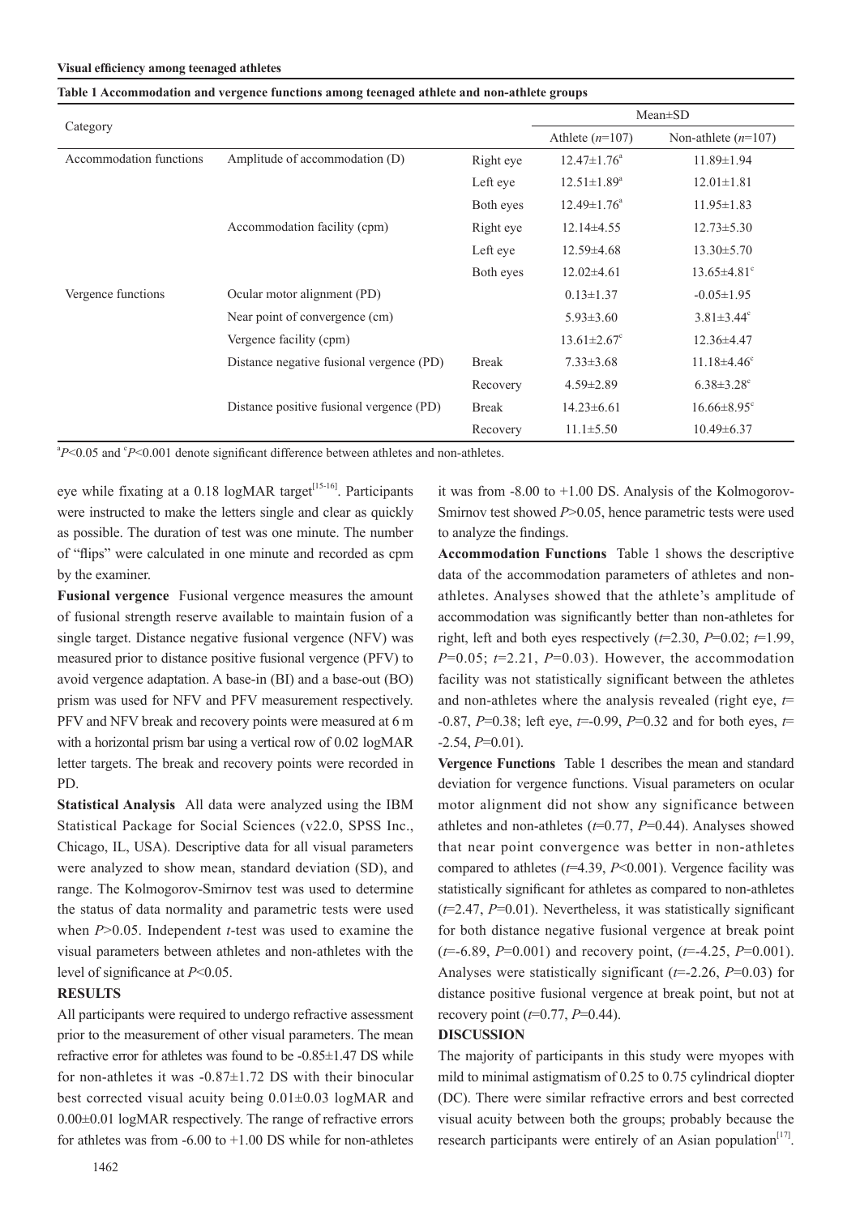**Table 1 Accommodation and vergence functions among teenaged athlete and non-athlete groups**

| Category | | | Mean±SD | |
|---|---|---|---|---|
| | | | Athlete ($n$=107) | Non-athlete ($n$=107) |
| Accommodation functions | Amplitude of accommodation (D) | Right eye | 12.47±1.76[a] | 11.89±1.94 |
| | | Left eye | 12.51±1.89[a] | 12.01±1.81 |
| | | Both eyes | 12.49±1.76[a] | 11.95±1.83 |
| | Accommodation facility (cpm) | Right eye | 12.14±4.55 | 12.73±5.30 |
| | | Left eye | 12.59±4.68 | 13.30±5.70 |
| | | Both eyes | 12.02±4.61 | 13.65±4.81[c] |
| Vergence functions | Ocular motor alignment (PD) | | 0.13±1.37 | -0.05±1.95 |
| | Near point of convergence (cm) | | 5.93±3.60 | 3.81±3.44[c] |
| | Vergence facility (cpm) | | 13.61±2.67[c] | 12.36±4.47 |
| | Distance negative fusional vergence (PD) | Break | 7.33±3.68 | 11.18±4.46[c] |
| | | Recovery | 4.59±2.89 | 6.38±3.28[c] |
| | Distance positive fusional vergence (PD) | Break | 14.23±6.61 | 16.66±8.95[c] |
| | | Recovery | 11.1±5.50 | 10.49±6.37 |

[a]$P$<0.05 and [c]$P$<0.001 denote significant difference between athletes and non-athletes.

eye while fixating at a 0.18 logMAR target[15-16]. Participants were instructed to make the letters single and clear as quickly as possible. The duration of test was one minute. The number of "flips" were calculated in one minute and recorded as cpm by the examiner.

**Fusional vergence** Fusional vergence measures the amount of fusional strength reserve available to maintain fusion of a single target. Distance negative fusional vergence (NFV) was measured prior to distance positive fusional vergence (PFV) to avoid vergence adaptation. A base-in (BI) and a base-out (BO) prism was used for NFV and PFV measurement respectively. PFV and NFV break and recovery points were measured at 6 m with a horizontal prism bar using a vertical row of 0.02 logMAR letter targets. The break and recovery points were recorded in PD.

**Statistical Analysis** All data were analyzed using the IBM Statistical Package for Social Sciences (v22.0, SPSS Inc., Chicago, IL, USA). Descriptive data for all visual parameters were analyzed to show mean, standard deviation (SD), and range. The Kolmogorov-Smirnov test was used to determine the status of data normality and parametric tests were used when $P$>0.05. Independent $t$-test was used to examine the visual parameters between athletes and non-athletes with the level of significance at $P$<0.05.

## RESULTS

All participants were required to undergo refractive assessment prior to the measurement of other visual parameters. The mean refractive error for athletes was found to be -0.85±1.47 DS while for non-athletes it was -0.87±1.72 DS with their binocular best corrected visual acuity being 0.01±0.03 logMAR and 0.00±0.01 logMAR respectively. The range of refractive errors for athletes was from -6.00 to +1.00 DS while for non-athletes it was from -8.00 to +1.00 DS. Analysis of the Kolmogorov-Smirnov test showed $P$>0.05, hence parametric tests were used to analyze the findings.

**Accommodation Functions** Table 1 shows the descriptive data of the accommodation parameters of athletes and non-athletes. Analyses showed that the athlete's amplitude of accommodation was significantly better than non-athletes for right, left and both eyes respectively ($t$=2.30, $P$=0.02; $t$=1.99, $P$=0.05; $t$=2.21, $P$=0.03). However, the accommodation facility was not statistically significant between the athletes and non-athletes where the analysis revealed (right eye, $t$=-0.87, $P$=0.38; left eye, $t$=-0.99, $P$=0.32 and for both eyes, $t$=-2.54, $P$=0.01).

**Vergence Functions** Table 1 describes the mean and standard deviation for vergence functions. Visual parameters on ocular motor alignment did not show any significance between athletes and non-athletes ($t$=0.77, $P$=0.44). Analyses showed that near point convergence was better in non-athletes compared to athletes ($t$=4.39, $P$<0.001). Vergence facility was statistically significant for athletes as compared to non-athletes ($t$=2.47, $P$=0.01). Nevertheless, it was statistically significant for both distance negative fusional vergence at break point ($t$=-6.89, $P$=0.001) and recovery point, ($t$=-4.25, $P$=0.001). Analyses were statistically significant ($t$=-2.26, $P$=0.03) for distance positive fusional vergence at break point, but not at recovery point ($t$=0.77, $P$=0.44).

## DISCUSSION

The majority of participants in this study were myopes with mild to minimal astigmatism of 0.25 to 0.75 cylindrical diopter (DC). There were similar refractive errors and best corrected visual acuity between both the groups; probably because the research participants were entirely of an Asian population[17].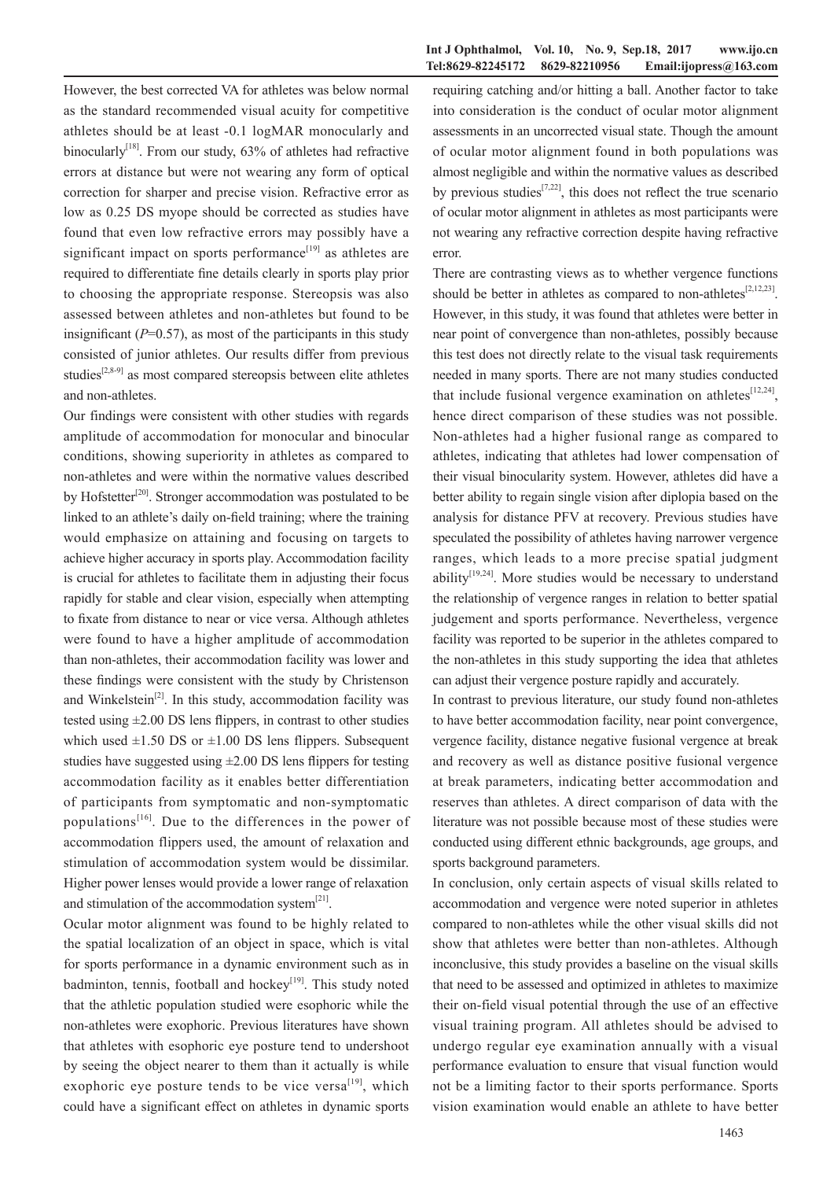However, the best corrected VA for athletes was below normal as the standard recommended visual acuity for competitive athletes should be at least -0.1 logMAR monocularly and binocularly[18]. From our study, 63% of athletes had refractive errors at distance but were not wearing any form of optical correction for sharper and precise vision. Refractive error as low as 0.25 DS myope should be corrected as studies have found that even low refractive errors may possibly have a significant impact on sports performance[19] as athletes are required to differentiate fine details clearly in sports play prior to choosing the appropriate response. Stereopsis was also assessed between athletes and non-athletes but found to be insignificant ($P$=0.57), as most of the participants in this study consisted of junior athletes. Our results differ from previous studies[2,8-9] as most compared stereopsis between elite athletes and non-athletes.

Our findings were consistent with other studies with regards amplitude of accommodation for monocular and binocular conditions, showing superiority in athletes as compared to non-athletes and were within the normative values described by Hofstetter[20]. Stronger accommodation was postulated to be linked to an athlete's daily on-field training; where the training would emphasize on attaining and focusing on targets to achieve higher accuracy in sports play. Accommodation facility is crucial for athletes to facilitate them in adjusting their focus rapidly for stable and clear vision, especially when attempting to fixate from distance to near or vice versa. Although athletes were found to have a higher amplitude of accommodation than non-athletes, their accommodation facility was lower and these findings were consistent with the study by Christenson and Winkelstein[2]. In this study, accommodation facility was tested using ±2.00 DS lens flippers, in contrast to other studies which used ±1.50 DS or ±1.00 DS lens flippers. Subsequent studies have suggested using ±2.00 DS lens flippers for testing accommodation facility as it enables better differentiation of participants from symptomatic and non-symptomatic populations[16]. Due to the differences in the power of accommodation flippers used, the amount of relaxation and stimulation of accommodation system would be dissimilar. Higher power lenses would provide a lower range of relaxation and stimulation of the accommodation system[21].

Ocular motor alignment was found to be highly related to the spatial localization of an object in space, which is vital for sports performance in a dynamic environment such as in badminton, tennis, football and hockey[19]. This study noted that the athletic population studied were esophoric while the non-athletes were exophoric. Previous literatures have shown that athletes with esophoric eye posture tend to undershoot by seeing the object nearer to them than it actually is while exophoric eye posture tends to be vice versa[19], which could have a significant effect on athletes in dynamic sports requiring catching and/or hitting a ball. Another factor to take into consideration is the conduct of ocular motor alignment assessments in an uncorrected visual state. Though the amount of ocular motor alignment found in both populations was almost negligible and within the normative values as described by previous studies[7,22], this does not reflect the true scenario of ocular motor alignment in athletes as most participants were not wearing any refractive correction despite having refractive error.

There are contrasting views as to whether vergence functions should be better in athletes as compared to non-athletes[2,12,23]. However, in this study, it was found that athletes were better in near point of convergence than non-athletes, possibly because this test does not directly relate to the visual task requirements needed in many sports. There are not many studies conducted that include fusional vergence examination on athletes[12,24], hence direct comparison of these studies was not possible. Non-athletes had a higher fusional range as compared to athletes, indicating that athletes had lower compensation of their visual binocularity system. However, athletes did have a better ability to regain single vision after diplopia based on the analysis for distance PFV at recovery. Previous studies have speculated the possibility of athletes having narrower vergence ranges, which leads to a more precise spatial judgment ability[19,24]. More studies would be necessary to understand the relationship of vergence ranges in relation to better spatial judgement and sports performance. Nevertheless, vergence facility was reported to be superior in the athletes compared to the non-athletes in this study supporting the idea that athletes can adjust their vergence posture rapidly and accurately.

In contrast to previous literature, our study found non-athletes to have better accommodation facility, near point convergence, vergence facility, distance negative fusional vergence at break and recovery as well as distance positive fusional vergence at break parameters, indicating better accommodation and reserves than athletes. A direct comparison of data with the literature was not possible because most of these studies were conducted using different ethnic backgrounds, age groups, and sports background parameters.

In conclusion, only certain aspects of visual skills related to accommodation and vergence were noted superior in athletes compared to non-athletes while the other visual skills did not show that athletes were better than non-athletes. Although inconclusive, this study provides a baseline on the visual skills that need to be assessed and optimized in athletes to maximize their on-field visual potential through the use of an effective visual training program. All athletes should be advised to undergo regular eye examination annually with a visual performance evaluation to ensure that visual function would not be a limiting factor to their sports performance. Sports vision examination would enable an athlete to have better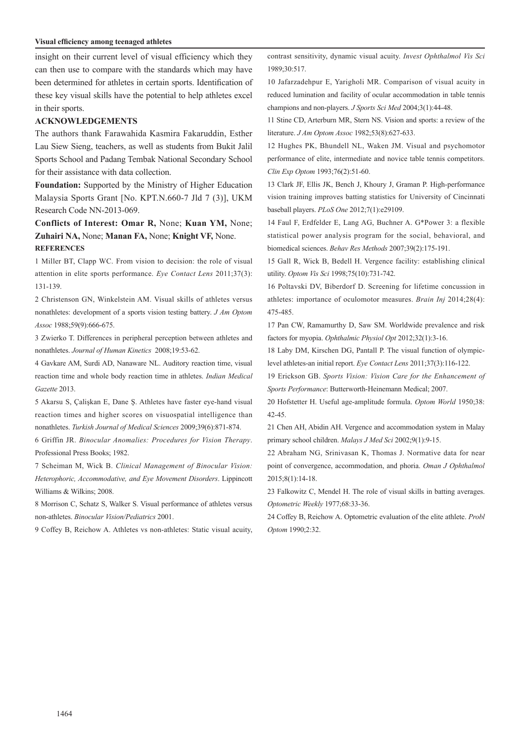insight on their current level of visual efficiency which they can then use to compare with the standards which may have been determined for athletes in certain sports. Identification of these key visual skills have the potential to help athletes excel in their sports.

## ACKNOWLEDGEMENTS

The authors thank Farawahida Kasmira Fakaruddin, Esther Lau Siew Sieng, teachers, as well as students from Bukit Jalil Sports School and Padang Tembak National Secondary School for their assistance with data collection.

**Foundation:** Supported by the Ministry of Higher Education Malaysia Sports Grant [No. KPT.N.660-7 Jld 7 (3)], UKM Research Code NN-2013-069.

**Conflicts of Interest: Omar R,** None; **Kuan YM,** None; **Zuhairi NA,** None; **Manan FA,** None; **Knight VF,** None.

## REFERENCES

1 Miller BT, Clapp WC. From vision to decision: the role of visual attention in elite sports performance. *Eye Contact Lens* 2011;37(3): 131-139.

2 Christenson GN, Winkelstein AM. Visual skills of athletes versus nonathletes: development of a sports vision testing battery. *J Am Optom Assoc* 1988;59(9):666-675.

3 Zwierko T. Differences in peripheral perception between athletes and nonathletes. *Journal of Human Kinetics* 2008;19:53-62.

4 Gavkare AM, Surdi AD, Nanaware NL. Auditory reaction time, visual reaction time and whole body reaction time in athletes. *Indian Medical Gazette* 2013.

5 Akarsu S, Çalişkan E, Dane Ş. Athletes have faster eye-hand visual reaction times and higher scores on visuospatial intelligence than nonathletes. *Turkish Journal of Medical Sciences* 2009;39(6):871-874.

6 Griffin JR. *Binocular Anomalies: Procedures for Vision Therapy*. Professional Press Books; 1982.

7 Scheiman M, Wick B. *Clinical Management of Binocular Vision: Heterophoric, Accommodative, and Eye Movement Disorders*. Lippincott Williams & Wilkins; 2008.

8 Morrison C, Schatz S, Walker S. Visual performance of athletes versus non-athletes. *Binocular Vision/Pediatrics* 2001.

9 Coffey B, Reichow A. Athletes vs non-athletes: Static visual acuity, contrast sensitivity, dynamic visual acuity. *Invest Ophthalmol Vis Sci* 1989;30:517.

10 Jafarzadehpur E, Yarigholi MR. Comparison of visual acuity in reduced lumination and facility of ocular accommodation in table tennis champions and non-players. *J Sports Sci Med* 2004;3(1):44-48.

11 Stine CD, Arterburn MR, Stern NS. Vision and sports: a review of the literature. *J Am Optom Assoc* 1982;53(8):627-633.

12 Hughes PK, Bhundell NL, Waken JM. Visual and psychomotor performance of elite, intermediate and novice table tennis competitors. *Clin Exp Optom* 1993;76(2):51-60.

13 Clark JF, Ellis JK, Bench J, Khoury J, Graman P. High-performance vision training improves batting statistics for University of Cincinnati baseball players. *PLoS One* 2012;7(1):e29109.

14 Faul F, Erdfelder E, Lang AG, Buchner A. G*Power 3: a flexible statistical power analysis program for the social, behavioral, and biomedical sciences. *Behav Res Methods* 2007;39(2):175-191.

15 Gall R, Wick B, Bedell H. Vergence facility: establishing clinical utility. *Optom Vis Sci* 1998;75(10):731-742.

16 Poltavski DV, Biberdorf D. Screening for lifetime concussion in athletes: importance of oculomotor measures. *Brain Inj* 2014;28(4): 475-485.

17 Pan CW, Ramamurthy D, Saw SM. Worldwide prevalence and risk factors for myopia. *Ophthalmic Physiol Opt* 2012;32(1):3-16.

18 Laby DM, Kirschen DG, Pantall P. The visual function of olympic-level athletes-an initial report. *Eye Contact Lens* 2011;37(3):116-122.

19 Erickson GB. *Sports Vision: Vision Care for the Enhancement of Sports Performance*: Butterworth-Heinemann Medical; 2007.

20 Hofstetter H. Useful age-amplitude formula. *Optom World* 1950;38: 42-45.

21 Chen AH, Abidin AH. Vergence and accommodation system in Malay primary school children. *Malays J Med Sci* 2002;9(1):9-15.

22 Abraham NG, Srinivasan K, Thomas J. Normative data for near point of convergence, accommodation, and phoria. *Oman J Ophthalmol* 2015;8(1):14-18.

23 Falkowitz C, Mendel H. The role of visual skills in batting averages. *Optometric Weekly* 1977;68:33-36.

24 Coffey B, Reichow A. Optometric evaluation of the elite athlete. *Probl Optom* 1990;2:32.